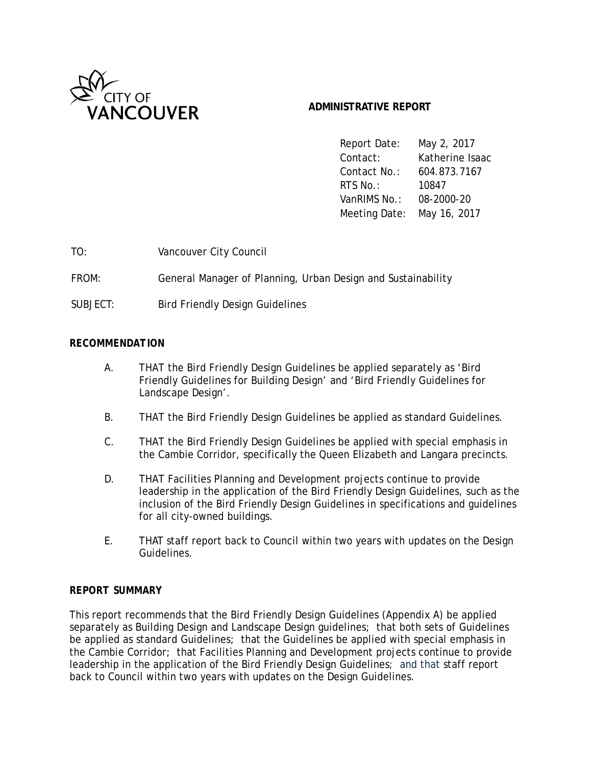CITY OF VANCOUVER

**ADMINISTRATIVE REPORT**

| | |
|---|---|
| Report Date: | May 2, 2017 |
| Contact: | Katherine Isaac |
| Contact No.: | 604.873.7167 |
| RTS No.: | 10847 |
| VanRIMS No.: | 08-2000-20 |
| Meeting Date: | May 16, 2017 |

TO: Vancouver City Council

FROM: General Manager of Planning, Urban Design and Sustainability

SUBJECT: Bird Friendly Design Guidelines

## RECOMMENDATION

A. THAT the Bird Friendly Design Guidelines be applied separately as 'Bird Friendly Guidelines for Building Design' and 'Bird Friendly Guidelines for Landscape Design'.

B. THAT the Bird Friendly Design Guidelines be applied as standard Guidelines.

C. THAT the Bird Friendly Design Guidelines be applied with special emphasis in the Cambie Corridor, specifically the Queen Elizabeth and Langara precincts.

D. THAT Facilities Planning and Development projects continue to provide leadership in the application of the Bird Friendly Design Guidelines, such as the inclusion of the Bird Friendly Design Guidelines in specifications and guidelines for all city-owned buildings.

E. THAT staff report back to Council within two years with updates on the Design Guidelines.

## REPORT SUMMARY

This report recommends that the Bird Friendly Design Guidelines (Appendix A) be applied separately as Building Design and Landscape Design guidelines; that both sets of Guidelines be applied as standard Guidelines; that the Guidelines be applied with special emphasis in the Cambie Corridor; that Facilities Planning and Development projects continue to provide leadership in the application of the Bird Friendly Design Guidelines; and that staff report back to Council within two years with updates on the Design Guidelines.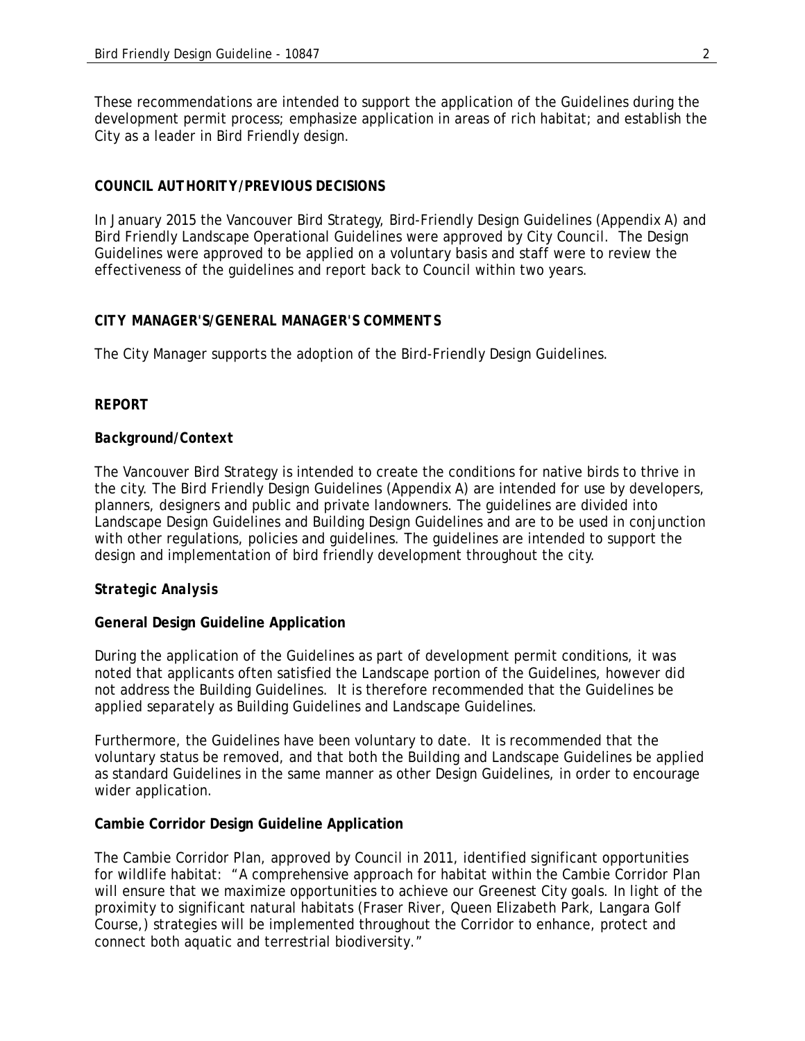These recommendations are intended to support the application of the Guidelines during the development permit process; emphasize application in areas of rich habitat; and establish the City as a leader in Bird Friendly design.

## COUNCIL AUTHORITY/PREVIOUS DECISIONS

In January 2015 the Vancouver Bird Strategy, Bird-Friendly Design Guidelines (Appendix A) and Bird Friendly Landscape Operational Guidelines were approved by City Council. The Design Guidelines were approved to be applied on a voluntary basis and staff were to review the effectiveness of the guidelines and report back to Council within two years.

## CITY MANAGER'S/GENERAL MANAGER'S COMMENTS

The City Manager supports the adoption of the Bird-Friendly Design Guidelines.

## *REPORT*

### *Background/Context*

The Vancouver Bird Strategy is intended to create the conditions for native birds to thrive in the city. The Bird Friendly Design Guidelines (Appendix A) are intended for use by developers, planners, designers and public and private landowners. The guidelines are divided into Landscape Design Guidelines and Building Design Guidelines and are to be used in conjunction with other regulations, policies and guidelines. The guidelines are intended to support the design and implementation of bird friendly development throughout the city.

### *Strategic Analysis*

#### General Design Guideline Application

During the application of the Guidelines as part of development permit conditions, it was noted that applicants often satisfied the Landscape portion of the Guidelines, however did not address the Building Guidelines. It is therefore recommended that the Guidelines be applied separately as Building Guidelines and Landscape Guidelines.

Furthermore, the Guidelines have been voluntary to date. It is recommended that the voluntary status be removed, and that both the Building and Landscape Guidelines be applied as standard Guidelines in the same manner as other Design Guidelines, in order to encourage wider application.

#### Cambie Corridor Design Guideline Application

The Cambie Corridor Plan, approved by Council in 2011, identified significant opportunities for wildlife habitat: "A comprehensive approach for habitat within the Cambie Corridor Plan will ensure that we maximize opportunities to achieve our Greenest City goals. In light of the proximity to significant natural habitats (Fraser River, Queen Elizabeth Park, Langara Golf Course,) strategies will be implemented throughout the Corridor to enhance, protect and connect both aquatic and terrestrial biodiversity."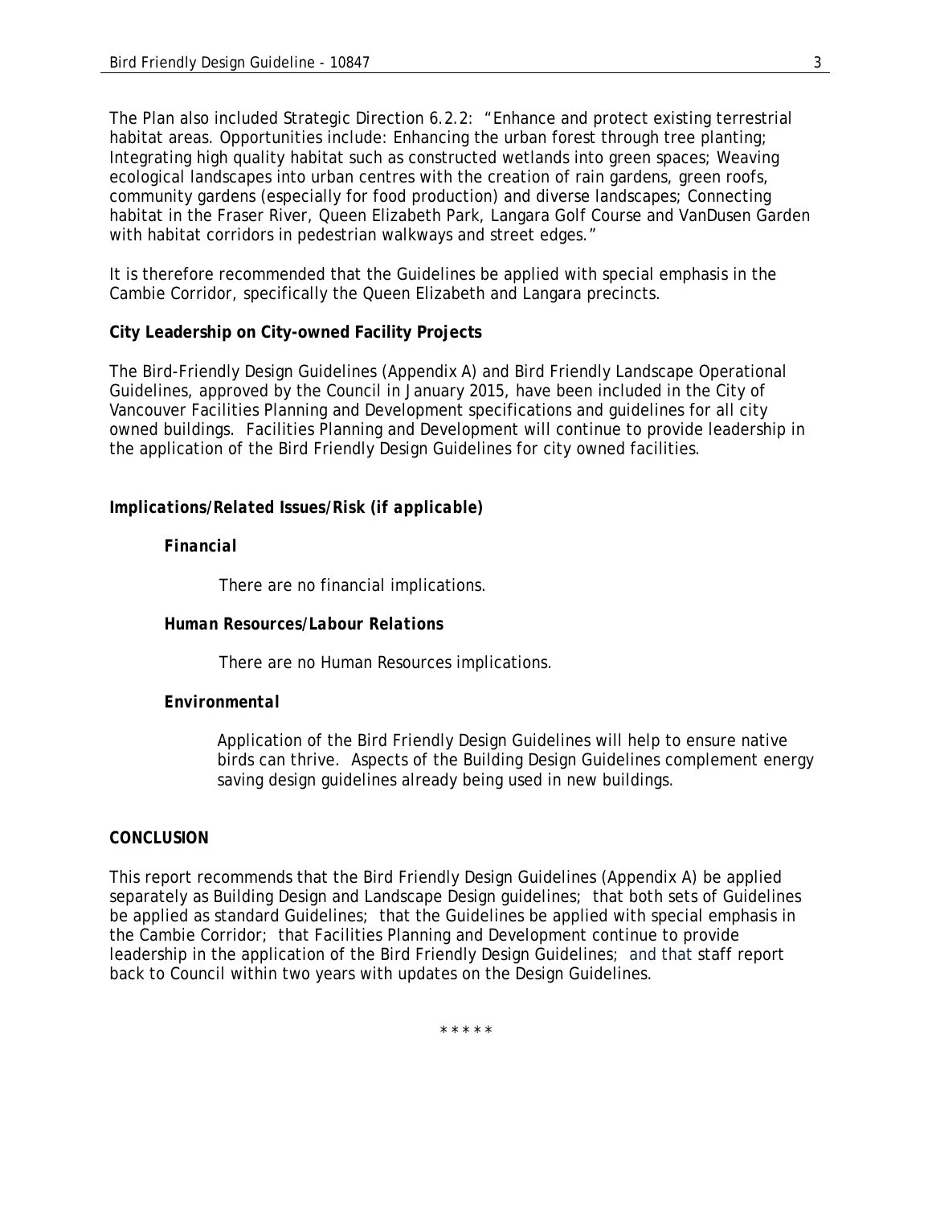The Plan also included Strategic Direction 6.2.2: "Enhance and protect existing terrestrial habitat areas. Opportunities include: Enhancing the urban forest through tree planting; Integrating high quality habitat such as constructed wetlands into green spaces; Weaving ecological landscapes into urban centres with the creation of rain gardens, green roofs, community gardens (especially for food production) and diverse landscapes; Connecting habitat in the Fraser River, Queen Elizabeth Park, Langara Golf Course and VanDusen Garden with habitat corridors in pedestrian walkways and street edges."

It is therefore recommended that the Guidelines be applied with special emphasis in the Cambie Corridor, specifically the Queen Elizabeth and Langara precincts.

**City Leadership on City-owned Facility Projects**

The Bird-Friendly Design Guidelines (Appendix A) and Bird Friendly Landscape Operational Guidelines, approved by the Council in January 2015, have been included in the City of Vancouver Facilities Planning and Development specifications and guidelines for all city owned buildings. Facilities Planning and Development will continue to provide leadership in the application of the Bird Friendly Design Guidelines for city owned facilities.

***Implications/Related Issues/Risk (if applicable)***

***Financial***

There are no financial implications.

***Human Resources/Labour Relations***

There are no Human Resources implications.

***Environmental***

Application of the Bird Friendly Design Guidelines will help to ensure native birds can thrive. Aspects of the Building Design Guidelines complement energy saving design guidelines already being used in new buildings.

**CONCLUSION**

This report recommends that the Bird Friendly Design Guidelines (Appendix A) be applied separately as Building Design and Landscape Design guidelines; that both sets of Guidelines be applied as standard Guidelines; that the Guidelines be applied with special emphasis in the Cambie Corridor; that Facilities Planning and Development continue to provide leadership in the application of the Bird Friendly Design Guidelines; and that staff report back to Council within two years with updates on the Design Guidelines.

\* \* \* \* \*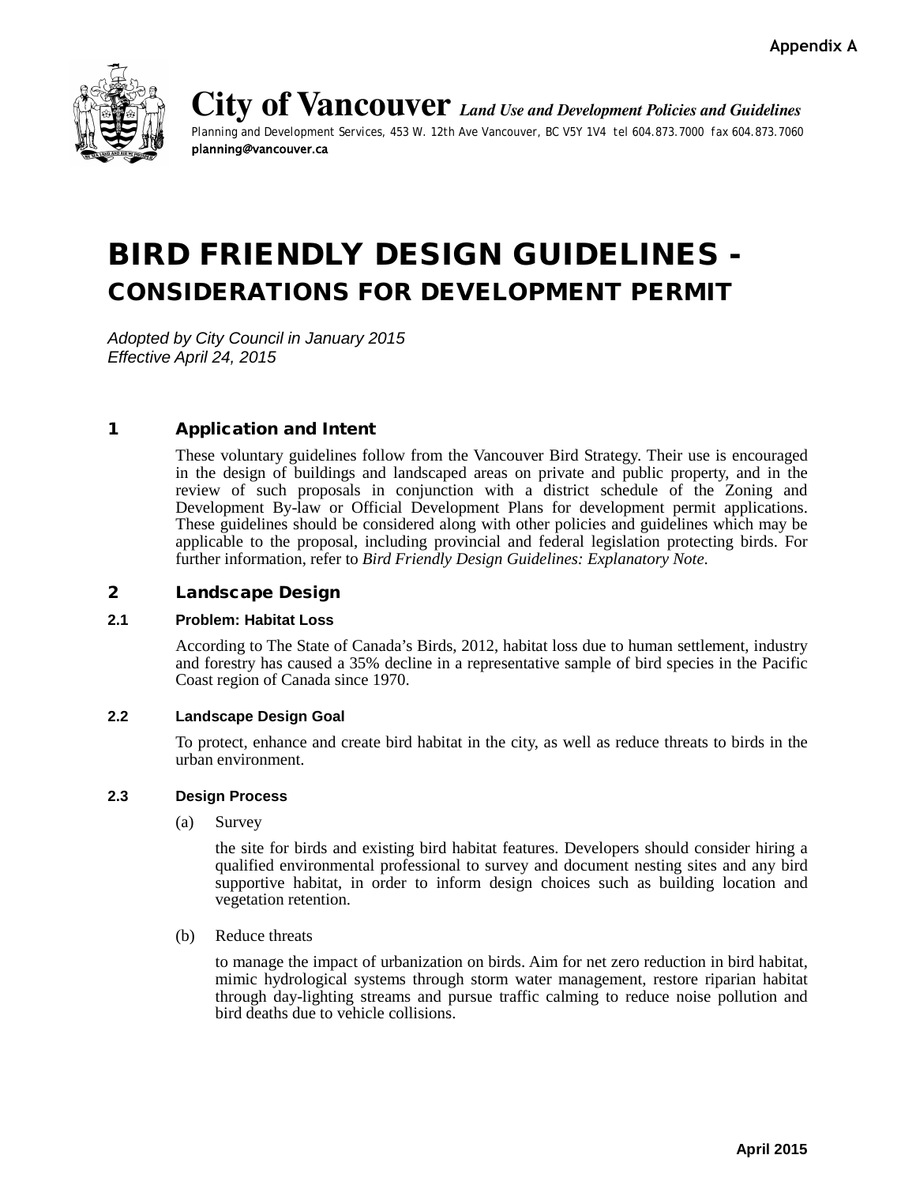Appendix A

# City of Vancouver *Land Use and Development Policies and Guidelines*

Planning and Development Services, 453 W. 12th Ave Vancouver, BC V5Y 1V4 tel 604.873.7000 fax 604.873.7060
planning@vancouver.ca

# BIRD FRIENDLY DESIGN GUIDELINES - CONSIDERATIONS FOR DEVELOPMENT PERMIT

*Adopted by City Council in January 2015*
*Effective April 24, 2015*

## 1 Application and Intent

These voluntary guidelines follow from the Vancouver Bird Strategy. Their use is encouraged in the design of buildings and landscaped areas on private and public property, and in the review of such proposals in conjunction with a district schedule of the Zoning and Development By-law or Official Development Plans for development permit applications. These guidelines should be considered along with other policies and guidelines which may be applicable to the proposal, including provincial and federal legislation protecting birds. For further information, refer to *Bird Friendly Design Guidelines: Explanatory Note.*

## 2 Landscape Design

### 2.1 Problem: Habitat Loss

According to The State of Canada's Birds, 2012, habitat loss due to human settlement, industry and forestry has caused a 35% decline in a representative sample of bird species in the Pacific Coast region of Canada since 1970.

### 2.2 Landscape Design Goal

To protect, enhance and create bird habitat in the city, as well as reduce threats to birds in the urban environment.

### 2.3 Design Process

(a) Survey

the site for birds and existing bird habitat features. Developers should consider hiring a qualified environmental professional to survey and document nesting sites and any bird supportive habitat, in order to inform design choices such as building location and vegetation retention.

(b) Reduce threats

to manage the impact of urbanization on birds. Aim for net zero reduction in bird habitat, mimic hydrological systems through storm water management, restore riparian habitat through day-lighting streams and pursue traffic calming to reduce noise pollution and bird deaths due to vehicle collisions.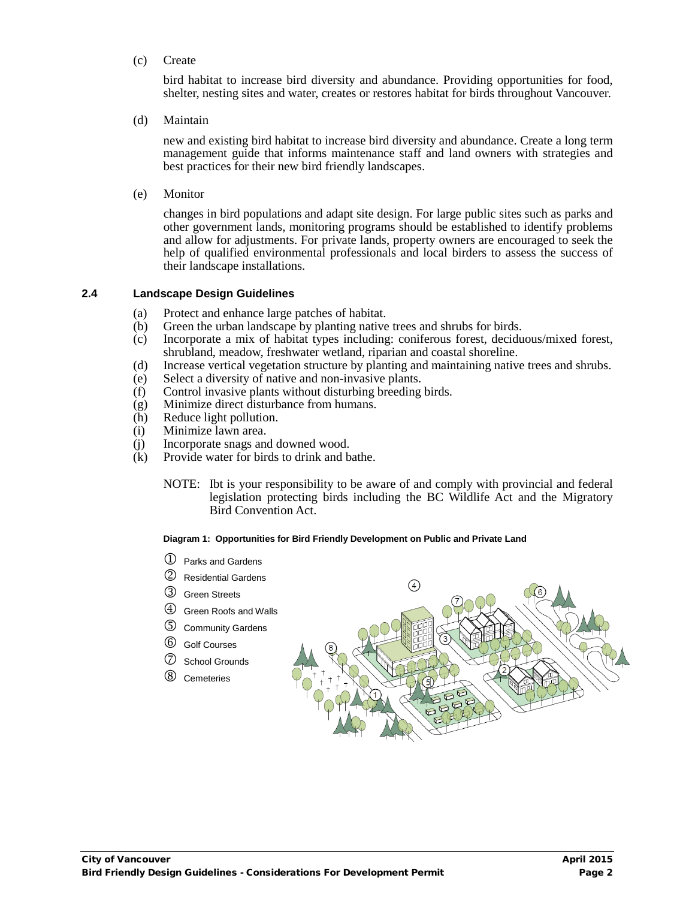(c) Create

bird habitat to increase bird diversity and abundance. Providing opportunities for food, shelter, nesting sites and water, creates or restores habitat for birds throughout Vancouver.

(d) Maintain

new and existing bird habitat to increase bird diversity and abundance. Create a long term management guide that informs maintenance staff and land owners with strategies and best practices for their new bird friendly landscapes.

(e) Monitor

changes in bird populations and adapt site design. For large public sites such as parks and other government lands, monitoring programs should be established to identify problems and allow for adjustments. For private lands, property owners are encouraged to seek the help of qualified environmental professionals and local birders to assess the success of their landscape installations.

## 2.4 Landscape Design Guidelines

(a) Protect and enhance large patches of habitat.
(b) Green the urban landscape by planting native trees and shrubs for birds.
(c) Incorporate a mix of habitat types including: coniferous forest, deciduous/mixed forest, shrubland, meadow, freshwater wetland, riparian and coastal shoreline.
(d) Increase vertical vegetation structure by planting and maintaining native trees and shrubs.
(e) Select a diversity of native and non-invasive plants.
(f) Control invasive plants without disturbing breeding birds.
(g) Minimize direct disturbance from humans.
(h) Reduce light pollution.
(i) Minimize lawn area.
(j) Incorporate snags and downed wood.
(k) Provide water for birds to drink and bathe.

NOTE: Ibt is your responsibility to be aware of and comply with provincial and federal legislation protecting birds including the BC Wildlife Act and the Migratory Bird Convention Act.

**Diagram 1: Opportunities for Bird Friendly Development on Public and Private Land**

① Parks and Gardens
② Residential Gardens
③ Green Streets
④ Green Roofs and Walls
⑤ Community Gardens
⑥ Golf Courses
⑦ School Grounds
⑧ Cemeteries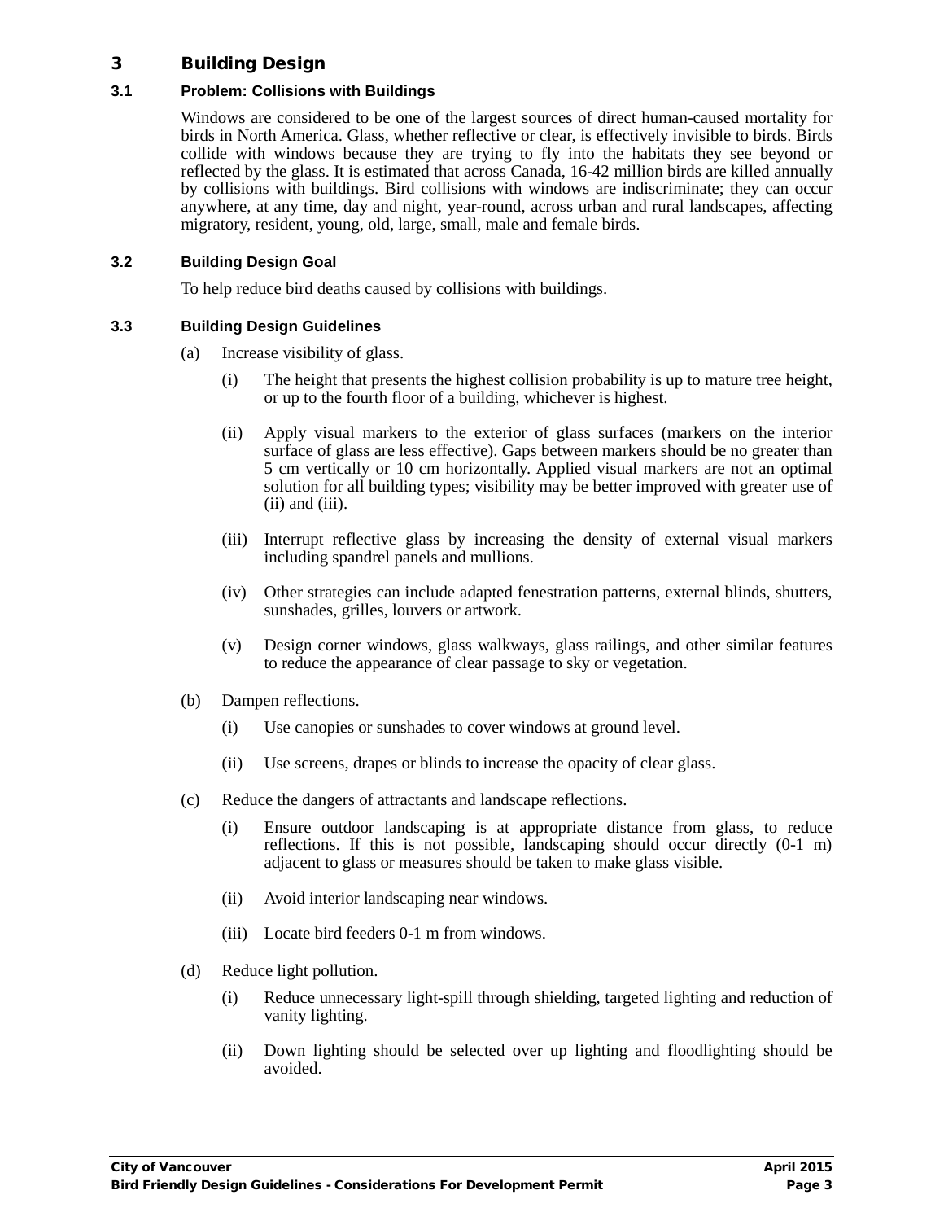# 3 Building Design

## 3.1 Problem: Collisions with Buildings

Windows are considered to be one of the largest sources of direct human-caused mortality for birds in North America. Glass, whether reflective or clear, is effectively invisible to birds. Birds collide with windows because they are trying to fly into the habitats they see beyond or reflected by the glass. It is estimated that across Canada, 16-42 million birds are killed annually by collisions with buildings. Bird collisions with windows are indiscriminate; they can occur anywhere, at any time, day and night, year-round, across urban and rural landscapes, affecting migratory, resident, young, old, large, small, male and female birds.

## 3.2 Building Design Goal

To help reduce bird deaths caused by collisions with buildings.

## 3.3 Building Design Guidelines

(a) Increase visibility of glass.

- (i) The height that presents the highest collision probability is up to mature tree height, or up to the fourth floor of a building, whichever is highest.
- (ii) Apply visual markers to the exterior of glass surfaces (markers on the interior surface of glass are less effective). Gaps between markers should be no greater than 5 cm vertically or 10 cm horizontally. Applied visual markers are not an optimal solution for all building types; visibility may be better improved with greater use of (ii) and (iii).
- (iii) Interrupt reflective glass by increasing the density of external visual markers including spandrel panels and mullions.
- (iv) Other strategies can include adapted fenestration patterns, external blinds, shutters, sunshades, grilles, louvers or artwork.
- (v) Design corner windows, glass walkways, glass railings, and other similar features to reduce the appearance of clear passage to sky or vegetation.

(b) Dampen reflections.

- (i) Use canopies or sunshades to cover windows at ground level.
- (ii) Use screens, drapes or blinds to increase the opacity of clear glass.

(c) Reduce the dangers of attractants and landscape reflections.

- (i) Ensure outdoor landscaping is at appropriate distance from glass, to reduce reflections. If this is not possible, landscaping should occur directly (0-1 m) adjacent to glass or measures should be taken to make glass visible.
- (ii) Avoid interior landscaping near windows.
- (iii) Locate bird feeders 0-1 m from windows.

(d) Reduce light pollution.

- (i) Reduce unnecessary light-spill through shielding, targeted lighting and reduction of vanity lighting.
- (ii) Down lighting should be selected over up lighting and floodlighting should be avoided.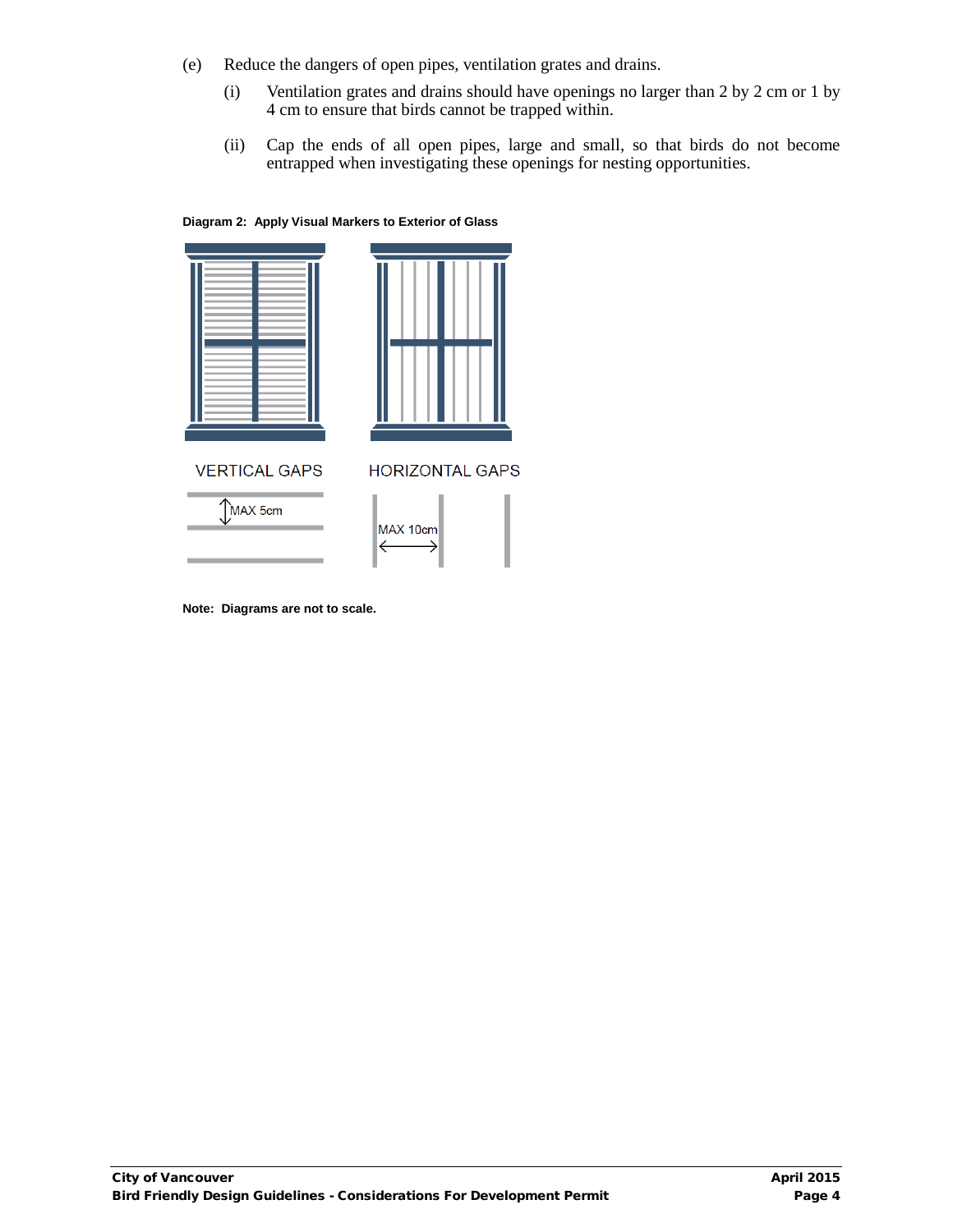(e) Reduce the dangers of open pipes, ventilation grates and drains.

   (i) Ventilation grates and drains should have openings no larger than 2 by 2 cm or 1 by 4 cm to ensure that birds cannot be trapped within.

   (ii) Cap the ends of all open pipes, large and small, so that birds do not become entrapped when investigating these openings for nesting opportunities.

**Diagram 2: Apply Visual Markers to Exterior of Glass**

VERTICAL GAPS

MAX 5cm

HORIZONTAL GAPS

MAX 10cm

**Note: Diagrams are not to scale.**